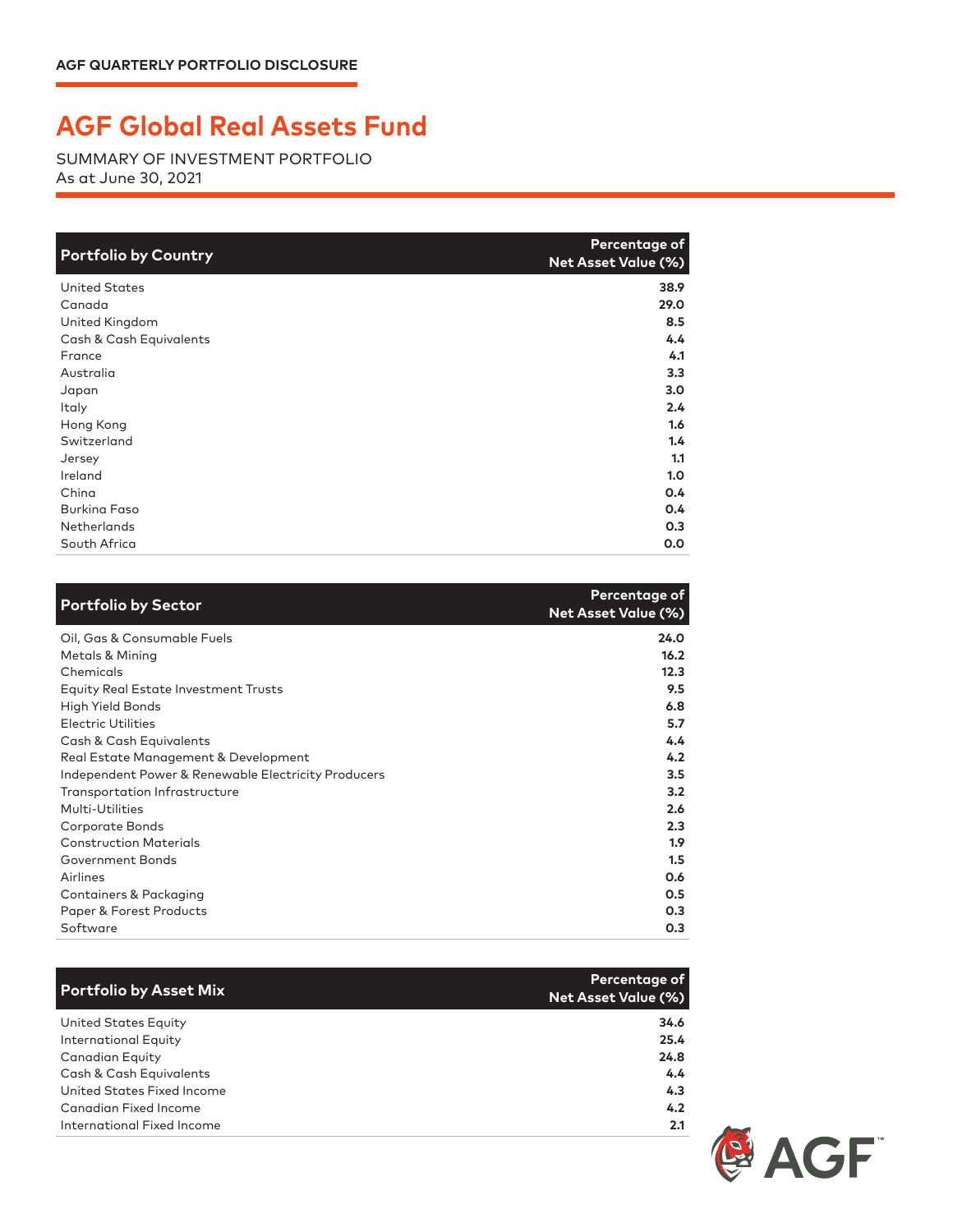AGF QUARTERLY PORTFOLIO DISCLOSURE

# AGF Global Real Assets Fund

SUMMARY OF INVESTMENT PORTFOLIO
As at June 30, 2021

| Portfolio by Country | Percentage of Net Asset Value (%) |
|---|---|
| United States | 38.9 |
| Canada | 29.0 |
| United Kingdom | 8.5 |
| Cash & Cash Equivalents | 4.4 |
| France | 4.1 |
| Australia | 3.3 |
| Japan | 3.0 |
| Italy | 2.4 |
| Hong Kong | 1.6 |
| Switzerland | 1.4 |
| Jersey | 1.1 |
| Ireland | 1.0 |
| China | 0.4 |
| Burkina Faso | 0.4 |
| Netherlands | 0.3 |
| South Africa | 0.0 |

| Portfolio by Sector | Percentage of Net Asset Value (%) |
|---|---|
| Oil, Gas & Consumable Fuels | 24.0 |
| Metals & Mining | 16.2 |
| Chemicals | 12.3 |
| Equity Real Estate Investment Trusts | 9.5 |
| High Yield Bonds | 6.8 |
| Electric Utilities | 5.7 |
| Cash & Cash Equivalents | 4.4 |
| Real Estate Management & Development | 4.2 |
| Independent Power & Renewable Electricity Producers | 3.5 |
| Transportation Infrastructure | 3.2 |
| Multi-Utilities | 2.6 |
| Corporate Bonds | 2.3 |
| Construction Materials | 1.9 |
| Government Bonds | 1.5 |
| Airlines | 0.6 |
| Containers & Packaging | 0.5 |
| Paper & Forest Products | 0.3 |
| Software | 0.3 |

| Portfolio by Asset Mix | Percentage of Net Asset Value (%) |
|---|---|
| United States Equity | 34.6 |
| International Equity | 25.4 |
| Canadian Equity | 24.8 |
| Cash & Cash Equivalents | 4.4 |
| United States Fixed Income | 4.3 |
| Canadian Fixed Income | 4.2 |
| International Fixed Income | 2.1 |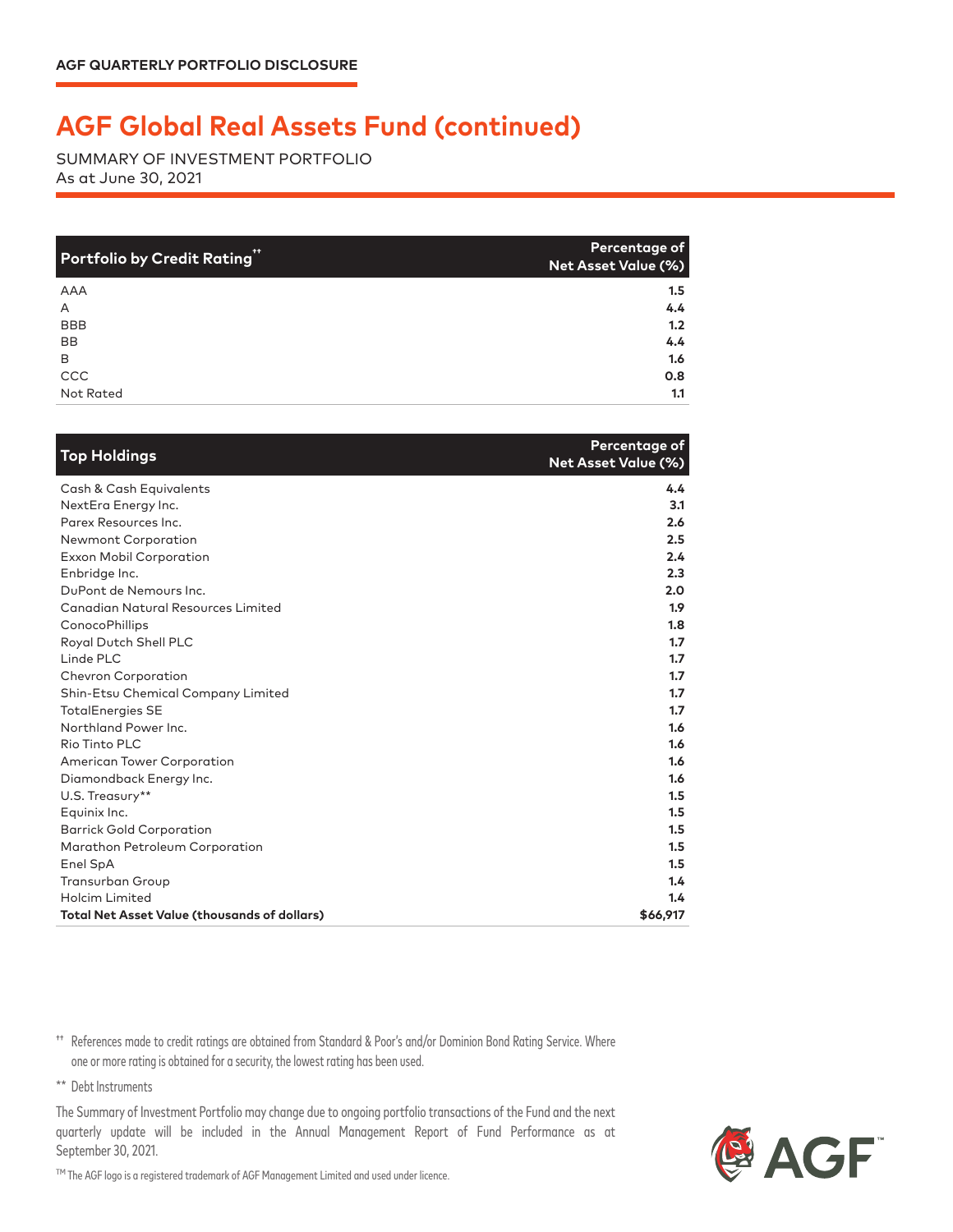AGF QUARTERLY PORTFOLIO DISCLOSURE

# AGF Global Real Assets Fund (continued)

SUMMARY OF INVESTMENT PORTFOLIO
As at June 30, 2021

| Portfolio by Credit Rating†† | Percentage of Net Asset Value (%) |
|---|---|
| AAA | 1.5 |
| A | 4.4 |
| BBB | 1.2 |
| BB | 4.4 |
| B | 1.6 |
| CCC | 0.8 |
| Not Rated | 1.1 |

| Top Holdings | Percentage of Net Asset Value (%) |
|---|---|
| Cash & Cash Equivalents | 4.4 |
| NextEra Energy Inc. | 3.1 |
| Parex Resources Inc. | 2.6 |
| Newmont Corporation | 2.5 |
| Exxon Mobil Corporation | 2.4 |
| Enbridge Inc. | 2.3 |
| DuPont de Nemours Inc. | 2.0 |
| Canadian Natural Resources Limited | 1.9 |
| ConocoPhillips | 1.8 |
| Royal Dutch Shell PLC | 1.7 |
| Linde PLC | 1.7 |
| Chevron Corporation | 1.7 |
| Shin-Etsu Chemical Company Limited | 1.7 |
| TotalEnergies SE | 1.7 |
| Northland Power Inc. | 1.6 |
| Rio Tinto PLC | 1.6 |
| American Tower Corporation | 1.6 |
| Diamondback Energy Inc. | 1.6 |
| U.S. Treasury** | 1.5 |
| Equinix Inc. | 1.5 |
| Barrick Gold Corporation | 1.5 |
| Marathon Petroleum Corporation | 1.5 |
| Enel SpA | 1.5 |
| Transurban Group | 1.4 |
| Holcim Limited | 1.4 |
| **Total Net Asset Value (thousands of dollars)** | **$66,917** |

†† References made to credit ratings are obtained from Standard & Poor's and/or Dominion Bond Rating Service. Where one or more rating is obtained for a security, the lowest rating has been used.

** Debt Instruments

The Summary of Investment Portfolio may change due to ongoing portfolio transactions of the Fund and the next quarterly update will be included in the Annual Management Report of Fund Performance as at September 30, 2021.

TM The AGF logo is a registered trademark of AGF Management Limited and used under licence.